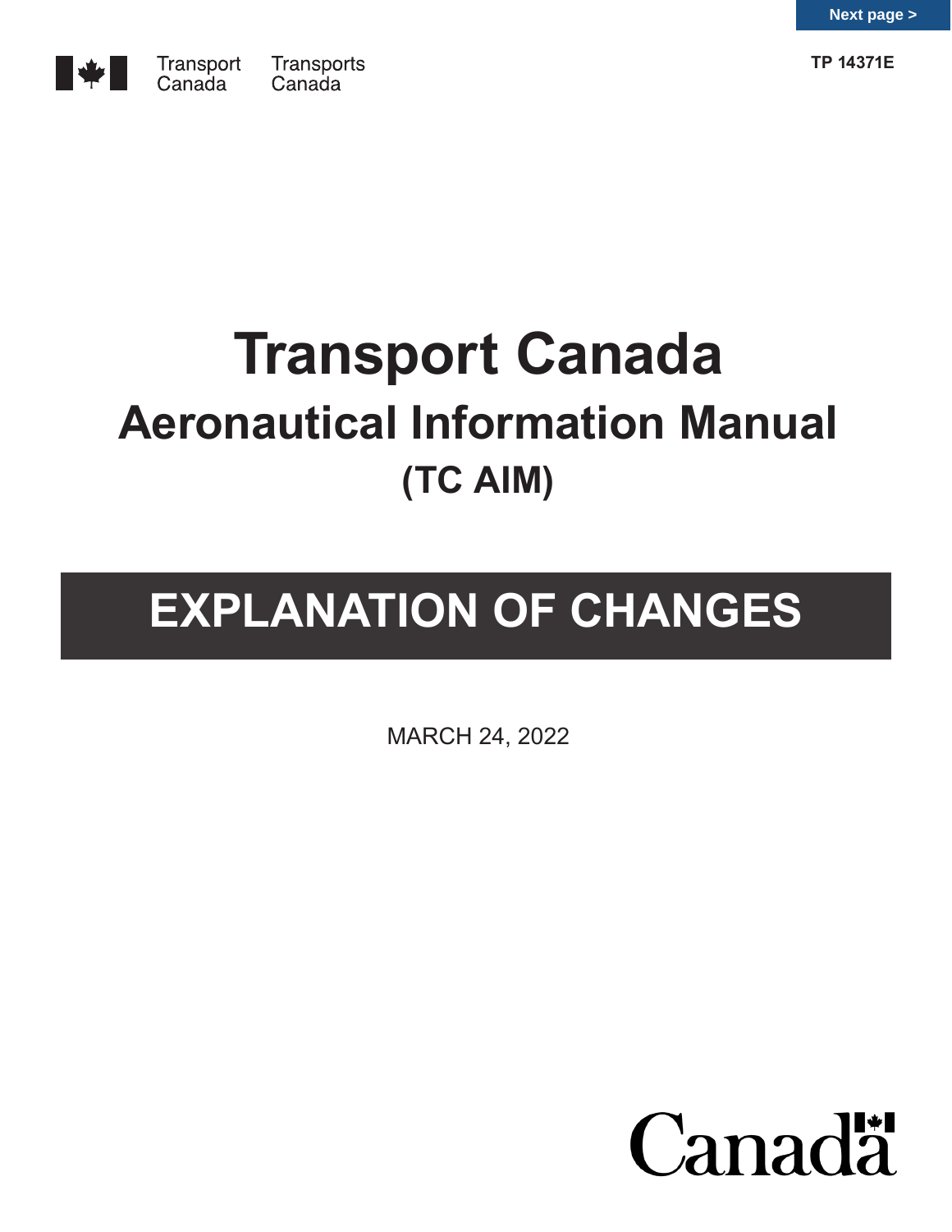TP 14371E

Transport Canada Transports Canada

# Transport Canada

## Aeronautical Information Manual

## (TC AIM)

# EXPLANATION OF CHANGES

MARCH 24, 2022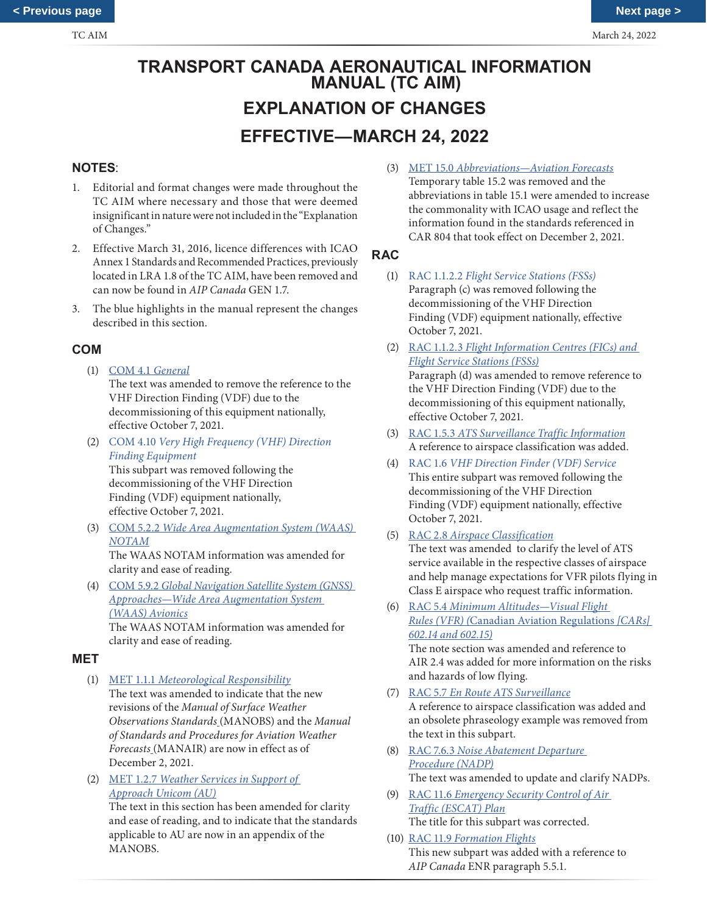# TRANSPORT CANADA AERONAUTICAL INFORMATION MANUAL (TC AIM)

## EXPLANATION OF CHANGES

## EFFECTIVE—MARCH 24, 2022

### NOTES:

1. Editorial and format changes were made throughout the TC AIM where necessary and those that were deemed insignificant in nature were not included in the "Explanation of Changes."
2. Effective March 31, 2016, licence differences with ICAO Annex 1 Standards and Recommended Practices, previously located in LRA 1.8 of the TC AIM, have been removed and can now be found in *AIP Canada* GEN 1.7.
3. The blue highlights in the manual represent the changes described in this section.

### COM

(1) COM 4.1 *General*
The text was amended to remove the reference to the VHF Direction Finding (VDF) due to the decommissioning of this equipment nationally, effective October 7, 2021.

(2) COM 4.10 *Very High Frequency (VHF) Direction Finding Equipment*
This subpart was removed following the decommissioning of the VHF Direction Finding (VDF) equipment nationally, effective October 7, 2021.

(3) COM 5.2.2 *Wide Area Augmentation System (WAAS) NOTAM*
The WAAS NOTAM information was amended for clarity and ease of reading.

(4) COM 5.9.2 *Global Navigation Satellite System (GNSS) Approaches—Wide Area Augmentation System (WAAS) Avionics*
The WAAS NOTAM information was amended for clarity and ease of reading.

### MET

(1) MET 1.1.1 *Meteorological Responsibility*
The text was amended to indicate that the new revisions of the *Manual of Surface Weather Observations Standards* (MANOBS) and the *Manual of Standards and Procedures for Aviation Weather Forecasts* (MANAIR) are now in effect as of December 2, 2021.

(2) MET 1.2.7 *Weather Services in Support of Approach Unicom (AU)*
The text in this section has been amended for clarity and ease of reading, and to indicate that the standards applicable to AU are now in an appendix of the MANOBS.

(3) MET 15.0 *Abbreviations—Aviation Forecasts*
Temporary table 15.2 was removed and the abbreviations in table 15.1 were amended to increase the commonality with ICAO usage and reflect the information found in the standards referenced in CAR 804 that took effect on December 2, 2021.

### RAC

(1) RAC 1.1.2.2 *Flight Service Stations (FSSs)*
Paragraph (c) was removed following the decommissioning of the VHF Direction Finding (VDF) equipment nationally, effective October 7, 2021.

(2) RAC 1.1.2.3 *Flight Information Centres (FICs) and Flight Service Stations (FSSs)*
Paragraph (d) was amended to remove reference to the VHF Direction Finding (VDF) due to the decommissioning of this equipment nationally, effective October 7, 2021.

(3) RAC 1.5.3 *ATS Surveillance Traffic Information*
A reference to airspace classification was added.

(4) RAC 1.6 *VHF Direction Finder (VDF) Service*
This entire subpart was removed following the decommissioning of the VHF Direction Finding (VDF) equipment nationally, effective October 7, 2021.

(5) RAC 2.8 *Airspace Classification*
The text was amended to clarify the level of ATS service available in the respective classes of airspace and help manage expectations for VFR pilots flying in Class E airspace who request traffic information.

(6) RAC 5.4 *Minimum Altitudes—Visual Flight Rules (VFR) (*Canadian Aviation Regulations *[CARs] 602.14 and 602.15)*
The note section was amended and reference to AIR 2.4 was added for more information on the risks and hazards of low flying.

(7) RAC 5.7 *En Route ATS Surveillance*
A reference to airspace classification was added and an obsolete phraseology example was removed from the text in this subpart.

(8) RAC 7.6.3 *Noise Abatement Departure Procedure (NADP)*
The text was amended to update and clarify NADPs.

(9) RAC 11.6 *Emergency Security Control of Air Traffic (ESCAT) Plan*
The title for this subpart was corrected.

(10) RAC 11.9 *Formation Flights*
This new subpart was added with a reference to *AIP Canada* ENR paragraph 5.5.1.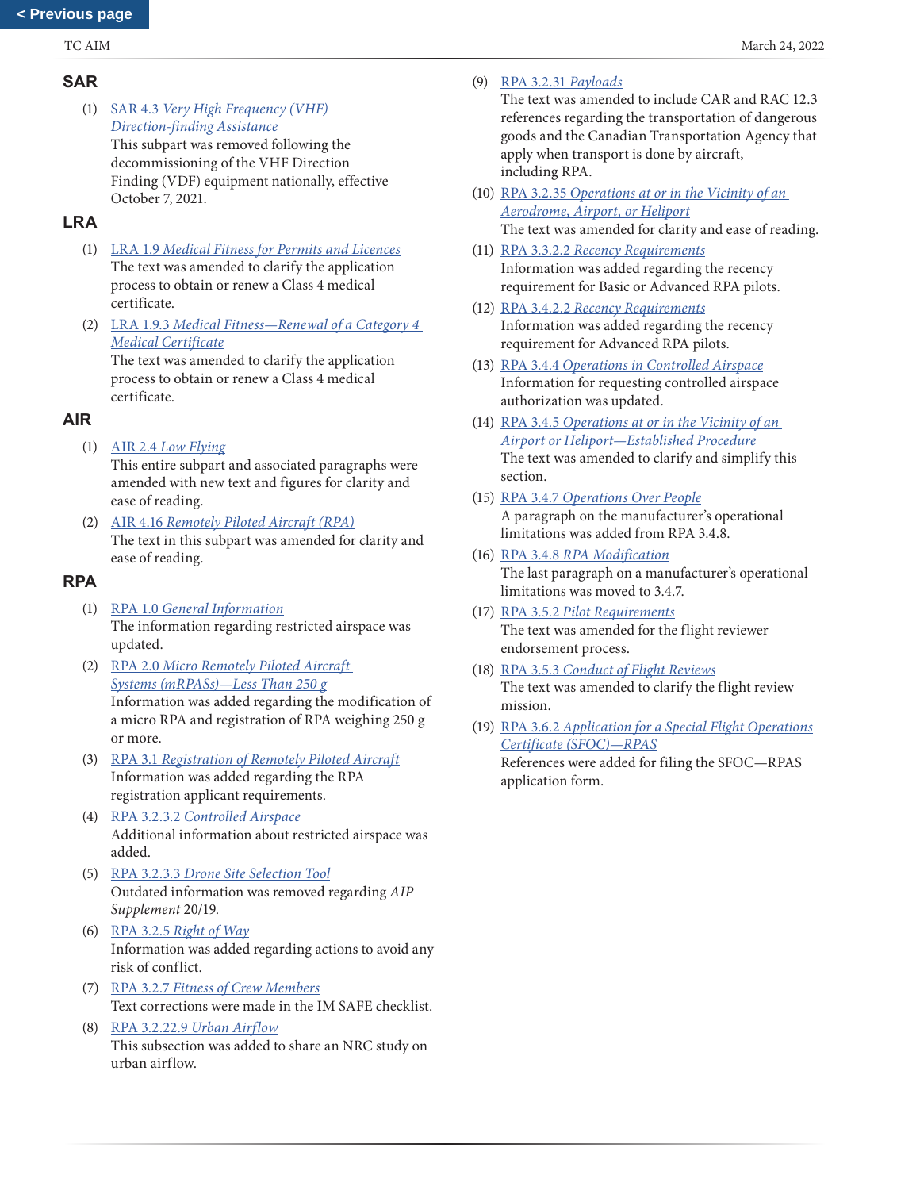## SAR

(1) SAR 4.3 *Very High Frequency (VHF) Direction-finding Assistance*
This subpart was removed following the decommissioning of the VHF Direction Finding (VDF) equipment nationally, effective October 7, 2021.

## LRA

(1) LRA 1.9 *Medical Fitness for Permits and Licences*
The text was amended to clarify the application process to obtain or renew a Class 4 medical certificate.

(2) LRA 1.9.3 *Medical Fitness—Renewal of a Category 4 Medical Certificate*
The text was amended to clarify the application process to obtain or renew a Class 4 medical certificate.

## AIR

(1) AIR 2.4 *Low Flying*
This entire subpart and associated paragraphs were amended with new text and figures for clarity and ease of reading.

(2) AIR 4.16 *Remotely Piloted Aircraft (RPA)*
The text in this subpart was amended for clarity and ease of reading.

## RPA

(1) RPA 1.0 *General Information*
The information regarding restricted airspace was updated.

(2) RPA 2.0 *Micro Remotely Piloted Aircraft Systems (mRPASs)—Less Than 250 g*
Information was added regarding the modification of a micro RPA and registration of RPA weighing 250 g or more.

(3) RPA 3.1 *Registration of Remotely Piloted Aircraft*
Information was added regarding the RPA registration applicant requirements.

(4) RPA 3.2.3.2 *Controlled Airspace*
Additional information about restricted airspace was added.

(5) RPA 3.2.3.3 *Drone Site Selection Tool*
Outdated information was removed regarding *AIP Supplement* 20/19.

(6) RPA 3.2.5 *Right of Way*
Information was added regarding actions to avoid any risk of conflict.

(7) RPA 3.2.7 *Fitness of Crew Members*
Text corrections were made in the IM SAFE checklist.

(8) RPA 3.2.22.9 *Urban Airflow*
This subsection was added to share an NRC study on urban airflow.

(9) RPA 3.2.31 *Payloads*
The text was amended to include CAR and RAC 12.3 references regarding the transportation of dangerous goods and the Canadian Transportation Agency that apply when transport is done by aircraft, including RPA.

(10) RPA 3.2.35 *Operations at or in the Vicinity of an Aerodrome, Airport, or Heliport*
The text was amended for clarity and ease of reading.

(11) RPA 3.3.2.2 *Recency Requirements*
Information was added regarding the recency requirement for Basic or Advanced RPA pilots.

(12) RPA 3.4.2.2 *Recency Requirements*
Information was added regarding the recency requirement for Advanced RPA pilots.

(13) RPA 3.4.4 *Operations in Controlled Airspace*
Information for requesting controlled airspace authorization was updated.

(14) RPA 3.4.5 *Operations at or in the Vicinity of an Airport or Heliport—Established Procedure*
The text was amended to clarify and simplify this section.

(15) RPA 3.4.7 *Operations Over People*
A paragraph on the manufacturer's operational limitations was added from RPA 3.4.8.

(16) RPA 3.4.8 *RPA Modification*
The last paragraph on a manufacturer's operational limitations was moved to 3.4.7.

(17) RPA 3.5.2 *Pilot Requirements*
The text was amended for the flight reviewer endorsement process.

(18) RPA 3.5.3 *Conduct of Flight Reviews*
The text was amended to clarify the flight review mission.

(19) RPA 3.6.2 *Application for a Special Flight Operations Certificate (SFOC)—RPAS*
References were added for filing the SFOC—RPAS application form.